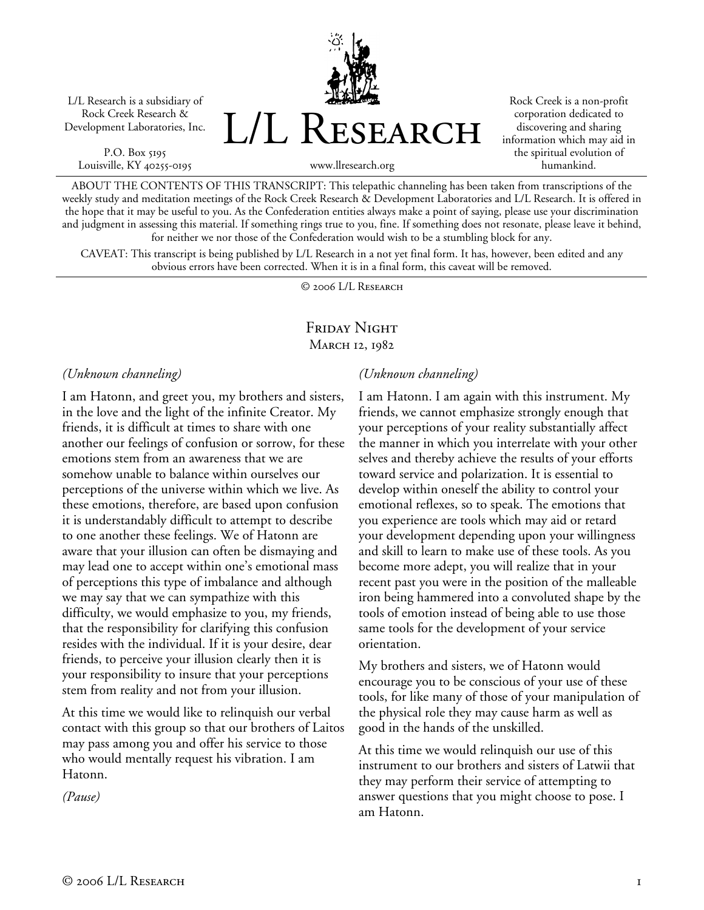L/L Research is a subsidiary of Rock Creek Research & Development Laboratories, Inc.

P.O. Box 5195
Louisville, KY 40255-0195

# L/L Research

www.llresearch.org

Rock Creek is a non-profit corporation dedicated to discovering and sharing information which may aid in the spiritual evolution of humankind.

ABOUT THE CONTENTS OF THIS TRANSCRIPT: This telepathic channeling has been taken from transcriptions of the weekly study and meditation meetings of the Rock Creek Research & Development Laboratories and L/L Research. It is offered in the hope that it may be useful to you. As the Confederation entities always make a point of saying, please use your discrimination and judgment in assessing this material. If something rings true to you, fine. If something does not resonate, please leave it behind, for neither we nor those of the Confederation would wish to be a stumbling block for any.

CAVEAT: This transcript is being published by L/L Research in a not yet final form. It has, however, been edited and any obvious errors have been corrected. When it is in a final form, this caveat will be removed.

© 2006 L/L Research

## Friday Night
### March 12, 1982

*(Unknown channeling)*

I am Hatonn, and greet you, my brothers and sisters, in the love and the light of the infinite Creator. My friends, it is difficult at times to share with one another our feelings of confusion or sorrow, for these emotions stem from an awareness that we are somehow unable to balance within ourselves our perceptions of the universe within which we live. As these emotions, therefore, are based upon confusion it is understandably difficult to attempt to describe to one another these feelings. We of Hatonn are aware that your illusion can often be dismaying and may lead one to accept within one's emotional mass of perceptions this type of imbalance and although we may say that we can sympathize with this difficulty, we would emphasize to you, my friends, that the responsibility for clarifying this confusion resides with the individual. If it is your desire, dear friends, to perceive your illusion clearly then it is your responsibility to insure that your perceptions stem from reality and not from your illusion.

At this time we would like to relinquish our verbal contact with this group so that our brothers of Laitos may pass among you and offer his service to those who would mentally request his vibration. I am Hatonn.

*(Pause)*

*(Unknown channeling)*

I am Hatonn. I am again with this instrument. My friends, we cannot emphasize strongly enough that your perceptions of your reality substantially affect the manner in which you interrelate with your other selves and thereby achieve the results of your efforts toward service and polarization. It is essential to develop within oneself the ability to control your emotional reflexes, so to speak. The emotions that you experience are tools which may aid or retard your development depending upon your willingness and skill to learn to make use of these tools. As you become more adept, you will realize that in your recent past you were in the position of the malleable iron being hammered into a convoluted shape by the tools of emotion instead of being able to use those same tools for the development of your service orientation.

My brothers and sisters, we of Hatonn would encourage you to be conscious of your use of these tools, for like many of those of your manipulation of the physical role they may cause harm as well as good in the hands of the unskilled.

At this time we would relinquish our use of this instrument to our brothers and sisters of Latwii that they may perform their service of attempting to answer questions that you might choose to pose. I am Hatonn.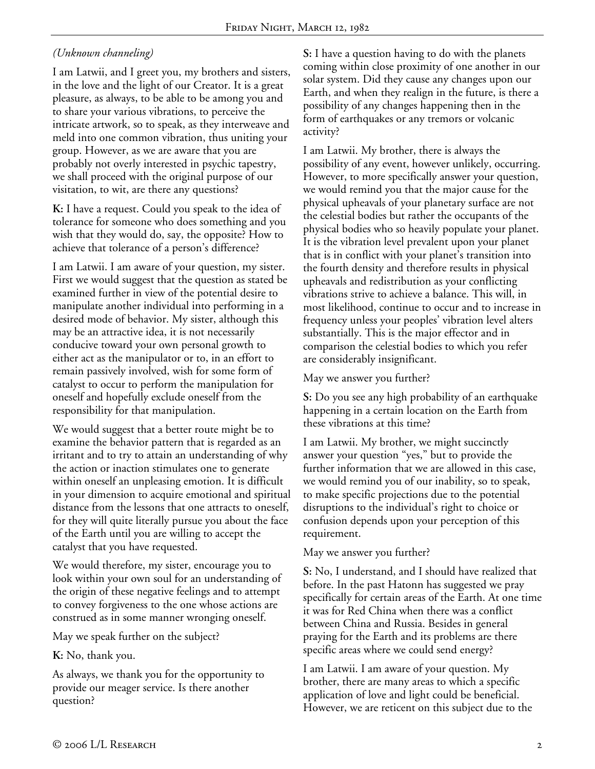*(Unknown channeling)*

I am Latwii, and I greet you, my brothers and sisters, in the love and the light of our Creator. It is a great pleasure, as always, to be able to be among you and to share your various vibrations, to perceive the intricate artwork, so to speak, as they interweave and meld into one common vibration, thus uniting your group. However, as we are aware that you are probably not overly interested in psychic tapestry, we shall proceed with the original purpose of our visitation, to wit, are there any questions?

**K:** I have a request. Could you speak to the idea of tolerance for someone who does something and you wish that they would do, say, the opposite? How to achieve that tolerance of a person's difference?

I am Latwii. I am aware of your question, my sister. First we would suggest that the question as stated be examined further in view of the potential desire to manipulate another individual into performing in a desired mode of behavior. My sister, although this may be an attractive idea, it is not necessarily conducive toward your own personal growth to either act as the manipulator or to, in an effort to remain passively involved, wish for some form of catalyst to occur to perform the manipulation for oneself and hopefully exclude oneself from the responsibility for that manipulation.

We would suggest that a better route might be to examine the behavior pattern that is regarded as an irritant and to try to attain an understanding of why the action or inaction stimulates one to generate within oneself an unpleasing emotion. It is difficult in your dimension to acquire emotional and spiritual distance from the lessons that one attracts to oneself, for they will quite literally pursue you about the face of the Earth until you are willing to accept the catalyst that you have requested.

We would therefore, my sister, encourage you to look within your own soul for an understanding of the origin of these negative feelings and to attempt to convey forgiveness to the one whose actions are construed as in some manner wronging oneself.

May we speak further on the subject?

**K:** No, thank you.

As always, we thank you for the opportunity to provide our meager service. Is there another question?

**S:** I have a question having to do with the planets coming within close proximity of one another in our solar system. Did they cause any changes upon our Earth, and when they realign in the future, is there a possibility of any changes happening then in the form of earthquakes or any tremors or volcanic activity?

I am Latwii. My brother, there is always the possibility of any event, however unlikely, occurring. However, to more specifically answer your question, we would remind you that the major cause for the physical upheavals of your planetary surface are not the celestial bodies but rather the occupants of the physical bodies who so heavily populate your planet. It is the vibration level prevalent upon your planet that is in conflict with your planet's transition into the fourth density and therefore results in physical upheavals and redistribution as your conflicting vibrations strive to achieve a balance. This will, in most likelihood, continue to occur and to increase in frequency unless your peoples' vibration level alters substantially. This is the major effector and in comparison the celestial bodies to which you refer are considerably insignificant.

May we answer you further?

**S:** Do you see any high probability of an earthquake happening in a certain location on the Earth from these vibrations at this time?

I am Latwii. My brother, we might succinctly answer your question "yes," but to provide the further information that we are allowed in this case, we would remind you of our inability, so to speak, to make specific projections due to the potential disruptions to the individual's right to choice or confusion depends upon your perception of this requirement.

May we answer you further?

**S:** No, I understand, and I should have realized that before. In the past Hatonn has suggested we pray specifically for certain areas of the Earth. At one time it was for Red China when there was a conflict between China and Russia. Besides in general praying for the Earth and its problems are there specific areas where we could send energy?

I am Latwii. I am aware of your question. My brother, there are many areas to which a specific application of love and light could be beneficial. However, we are reticent on this subject due to the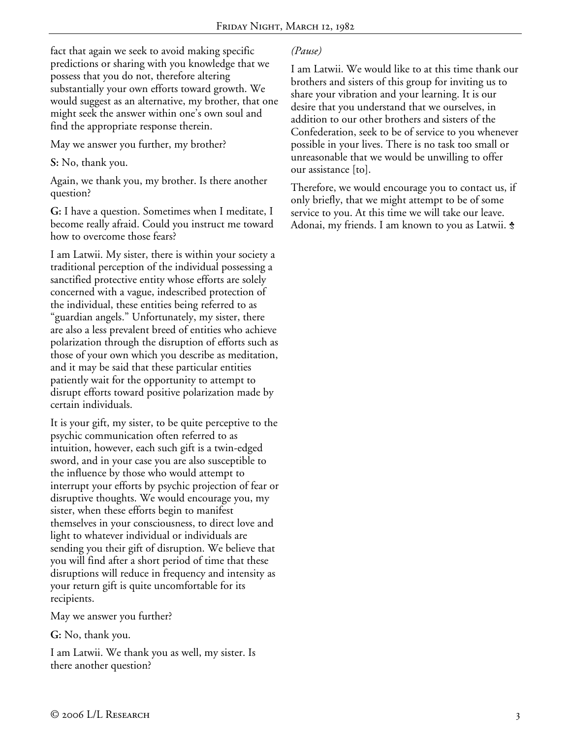fact that again we seek to avoid making specific predictions or sharing with you knowledge that we possess that you do not, therefore altering substantially your own efforts toward growth. We would suggest as an alternative, my brother, that one might seek the answer within one's own soul and find the appropriate response therein.

May we answer you further, my brother?

**S:** No, thank you.

Again, we thank you, my brother. Is there another question?

**G:** I have a question. Sometimes when I meditate, I become really afraid. Could you instruct me toward how to overcome those fears?

I am Latwii. My sister, there is within your society a traditional perception of the individual possessing a sanctified protective entity whose efforts are solely concerned with a vague, indescribed protection of the individual, these entities being referred to as "guardian angels." Unfortunately, my sister, there are also a less prevalent breed of entities who achieve polarization through the disruption of efforts such as those of your own which you describe as meditation, and it may be said that these particular entities patiently wait for the opportunity to attempt to disrupt efforts toward positive polarization made by certain individuals.

It is your gift, my sister, to be quite perceptive to the psychic communication often referred to as intuition, however, each such gift is a twin-edged sword, and in your case you are also susceptible to the influence by those who would attempt to interrupt your efforts by psychic projection of fear or disruptive thoughts. We would encourage you, my sister, when these efforts begin to manifest themselves in your consciousness, to direct love and light to whatever individual or individuals are sending you their gift of disruption. We believe that you will find after a short period of time that these disruptions will reduce in frequency and intensity as your return gift is quite uncomfortable for its recipients.

May we answer you further?

**G:** No, thank you.

I am Latwii. We thank you as well, my sister. Is there another question?

*(Pause)*

I am Latwii. We would like to at this time thank our brothers and sisters of this group for inviting us to share your vibration and your learning. It is our desire that you understand that we ourselves, in addition to our other brothers and sisters of the Confederation, seek to be of service to you whenever possible in your lives. There is no task too small or unreasonable that we would be unwilling to offer our assistance [to].

Therefore, we would encourage you to contact us, if only briefly, that we might attempt to be of some service to you. At this time we will take our leave. Adonai, my friends. I am known to you as Latwii.